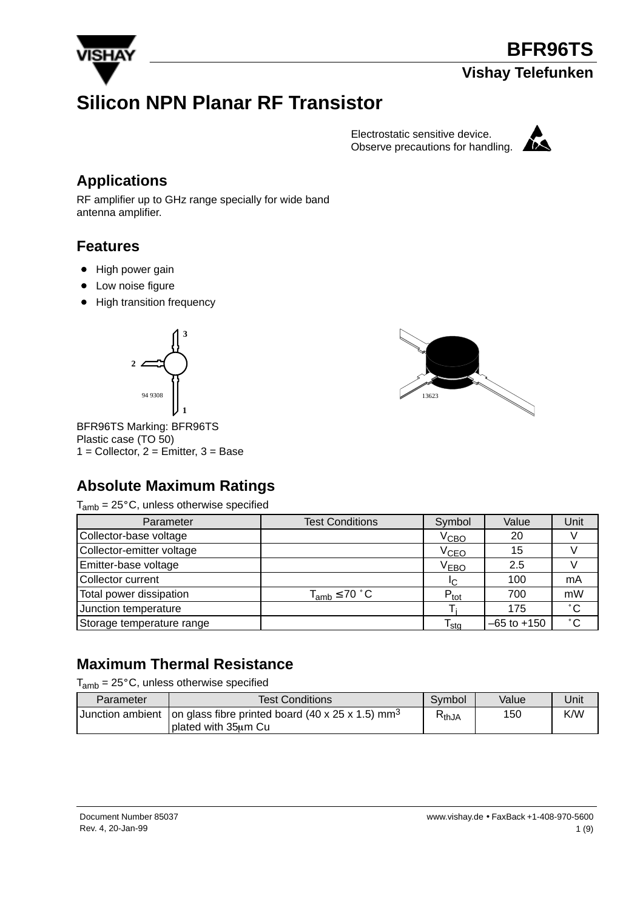# BFR96TS

**Vishay Telefunken**

# Silicon NPN Planar RF Transistor

Electrostatic sensitive device.
Observe precautions for handling.

## Applications

RF amplifier up to GHz range specially for wide band antenna amplifier.

## Features

- High power gain
- Low noise figure
- High transition frequency

BFR96TS Marking: BFR96TS
Plastic case (TO 50)
1 = Collector, 2 = Emitter, 3 = Base

## Absolute Maximum Ratings

$T_{amb}$ = 25°C, unless otherwise specified

| Parameter | Test Conditions | Symbol | Value | Unit |
|---|---|---|---|---|
| Collector-base voltage | | $V_{CBO}$ | 20 | V |
| Collector-emitter voltage | | $V_{CEO}$ | 15 | V |
| Emitter-base voltage | | $V_{EBO}$ | 2.5 | V |
| Collector current | | $I_C$ | 100 | mA |
| Total power dissipation | $T_{amb} \leq 70$ °C | $P_{tot}$ | 700 | mW |
| Junction temperature | | $T_j$ | 175 | °C |
| Storage temperature range | | $T_{stg}$ | –65 to +150 | °C |

## Maximum Thermal Resistance

$T_{amb}$ = 25°C, unless otherwise specified

| Parameter | Test Conditions | Symbol | Value | Unit |
|---|---|---|---|---|
| Junction ambient | on glass fibre printed board (40 x 25 x 1.5) $mm^3$ plated with 35μm Cu | $R_{thJA}$ | 150 | K/W |

Document Number 85037
Rev. 4, 20-Jan-99

www.vishay.de • FaxBack +1-408-970-5600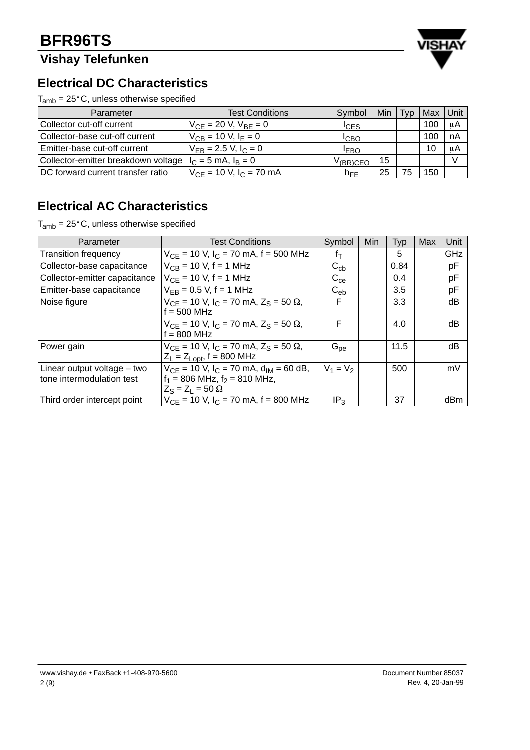## Electrical DC Characteristics

$T_{amb}$ = 25°C, unless otherwise specified

| Parameter | Test Conditions | Symbol | Min | Typ | Max | Unit |
|---|---|---|---|---|---|---|
| Collector cut-off current | $V_{CE}$ = 20 V, $V_{BE}$ = 0 | $I_{CES}$ | | | 100 | μA |
| Collector-base cut-off current | $V_{CB}$ = 10 V, $I_E$ = 0 | $I_{CBO}$ | | | 100 | nA |
| Emitter-base cut-off current | $V_{EB}$ = 2.5 V, $I_C$ = 0 | $I_{EBO}$ | | | 10 | μA |
| Collector-emitter breakdown voltage | $I_C$ = 5 mA, $I_B$ = 0 | $V_{(BR)CEO}$ | 15 | | | V |
| DC forward current transfer ratio | $V_{CE}$ = 10 V, $I_C$ = 70 mA | $h_{FE}$ | 25 | 75 | 150 | |

## Electrical AC Characteristics

$T_{amb}$ = 25°C, unless otherwise specified

| Parameter | Test Conditions | Symbol | Min | Typ | Max | Unit |
|---|---|---|---|---|---|---|
| Transition frequency | $V_{CE}$ = 10 V, $I_C$ = 70 mA, f = 500 MHz | $f_T$ | | 5 | | GHz |
| Collector-base capacitance | $V_{CB}$ = 10 V, f = 1 MHz | $C_{cb}$ | | 0.84 | | pF |
| Collector-emitter capacitance | $V_{CE}$ = 10 V, f = 1 MHz | $C_{ce}$ | | 0.4 | | pF |
| Emitter-base capacitance | $V_{EB}$ = 0.5 V, f = 1 MHz | $C_{eb}$ | | 3.5 | | pF |
| Noise figure | $V_{CE}$ = 10 V, $I_C$ = 70 mA, $Z_S$ = 50 Ω, f = 500 MHz | F | | 3.3 | | dB |
| | $V_{CE}$ = 10 V, $I_C$ = 70 mA, $Z_S$ = 50 Ω, f = 800 MHz | F | | 4.0 | | dB |
| Power gain | $V_{CE}$ = 10 V, $I_C$ = 70 mA, $Z_S$ = 50 Ω, $Z_L = Z_{Lopt}$, f = 800 MHz | $G_{pe}$ | | 11.5 | | dB |
| Linear output voltage – two tone intermodulation test | $V_{CE}$ = 10 V, $I_C$ = 70 mA, $d_{IM}$ = 60 dB, $f_1$ = 806 MHz, $f_2$ = 810 MHz, $Z_S = Z_L$ = 50 Ω | $V_1 = V_2$ | | 500 | | mV |
| Third order intercept point | $V_{CE}$ = 10 V, $I_C$ = 70 mA, f = 800 MHz | $IP_3$ | | 37 | | dBm |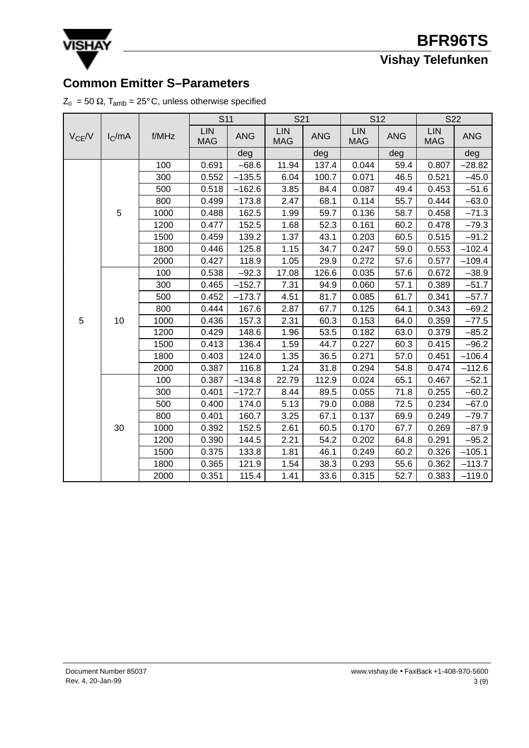## Common Emitter S–Parameters

$Z_0$ = 50 Ω, $T_{amb}$ = 25°C, unless otherwise specified

| $V_{CE}$/V | $I_C$/mA | f/MHz | S11 | | S21 | | S12 | | S22 | |
|---|---|---|---|---|---|---|---|---|---|---|
| | | | LIN MAG | ANG | LIN MAG | ANG | LIN MAG | ANG | LIN MAG | ANG |
| | | | | deg | | deg | | deg | | deg |
| 5 | 5 | 100 | 0.691 | –68.6 | 11.94 | 137.4 | 0.044 | 59.4 | 0.807 | –28.82 |
| | | 300 | 0.552 | –135.5 | 6.04 | 100.7 | 0.071 | 46.5 | 0.521 | –45.0 |
| | | 500 | 0.518 | –162.6 | 3.85 | 84.4 | 0.087 | 49.4 | 0.453 | –51.6 |
| | | 800 | 0.499 | 173.8 | 2.47 | 68.1 | 0.114 | 55.7 | 0.444 | –63.0 |
| | | 1000 | 0.488 | 162.5 | 1.99 | 59.7 | 0.136 | 58.7 | 0.458 | –71.3 |
| | | 1200 | 0.477 | 152.5 | 1.68 | 52.3 | 0.161 | 60.2 | 0.478 | –79.3 |
| | | 1500 | 0.459 | 139.2 | 1.37 | 43.1 | 0.203 | 60.5 | 0.515 | –91.2 |
| | | 1800 | 0.446 | 125.8 | 1.15 | 34.7 | 0.247 | 59.0 | 0.553 | –102.4 |
| | | 2000 | 0.427 | 118.9 | 1.05 | 29.9 | 0.272 | 57.6 | 0.577 | –109.4 |
| | 10 | 100 | 0.538 | –92.3 | 17.08 | 126.6 | 0.035 | 57.6 | 0.672 | –38.9 |
| | | 300 | 0.465 | –152.7 | 7.31 | 94.9 | 0.060 | 57.1 | 0.389 | –51.7 |
| | | 500 | 0.452 | –173.7 | 4.51 | 81.7 | 0.085 | 61.7 | 0.341 | –57.7 |
| | | 800 | 0.444 | 167.6 | 2.87 | 67.7 | 0.125 | 64.1 | 0.343 | –69.2 |
| | | 1000 | 0.436 | 157.3 | 2.31 | 60.3 | 0.153 | 64.0 | 0.359 | –77.5 |
| | | 1200 | 0.429 | 148.6 | 1.96 | 53.5 | 0.182 | 63.0 | 0.379 | –85.2 |
| | | 1500 | 0.413 | 136.4 | 1.59 | 44.7 | 0.227 | 60.3 | 0.415 | –96.2 |
| | | 1800 | 0.403 | 124.0 | 1.35 | 36.5 | 0.271 | 57.0 | 0.451 | –106.4 |
| | | 2000 | 0.387 | 116.8 | 1.24 | 31.8 | 0.294 | 54.8 | 0.474 | –112.6 |
| | 30 | 100 | 0.387 | –134.8 | 22.79 | 112.9 | 0.024 | 65.1 | 0.467 | –52.1 |
| | | 300 | 0.401 | –172.7 | 8.44 | 89.5 | 0.055 | 71.8 | 0.255 | –60.2 |
| | | 500 | 0.400 | 174.0 | 5.13 | 79.0 | 0.088 | 72.5 | 0.234 | –67.0 |
| | | 800 | 0.401 | 160.7 | 3.25 | 67.1 | 0.137 | 69.9 | 0.249 | –79.7 |
| | | 1000 | 0.392 | 152.5 | 2.61 | 60.5 | 0.170 | 67.7 | 0.269 | –87.9 |
| | | 1200 | 0.390 | 144.5 | 2.21 | 54.2 | 0.202 | 64.8 | 0.291 | –95.2 |
| | | 1500 | 0.375 | 133.8 | 1.81 | 46.1 | 0.249 | 60.2 | 0.326 | –105.1 |
| | | 1800 | 0.365 | 121.9 | 1.54 | 38.3 | 0.293 | 55.6 | 0.362 | –113.7 |
| | | 2000 | 0.351 | 115.4 | 1.41 | 33.6 | 0.315 | 52.7 | 0.383 | –119.0 |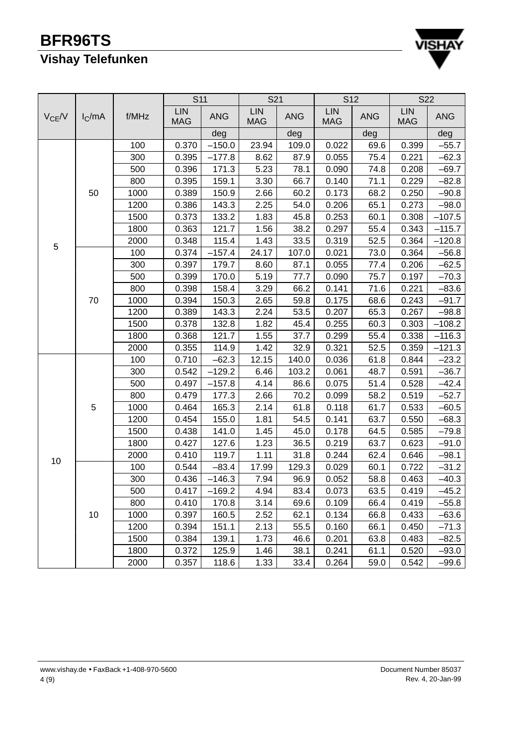| $V_{CE}$/V | $I_C$/mA | f/MHz | S11 | | S21 | | S12 | | S22 | |
|---|---|---|---|---|---|---|---|---|---|---|
| | | | LIN MAG | ANG | LIN MAG | ANG | LIN MAG | ANG | LIN MAG | ANG |
| | | | | deg | | deg | | deg | | deg |
| 5 | 50 | 100 | 0.370 | –150.0 | 23.94 | 109.0 | 0.022 | 69.6 | 0.399 | –55.7 |
| | | 300 | 0.395 | –177.8 | 8.62 | 87.9 | 0.055 | 75.4 | 0.221 | –62.3 |
| | | 500 | 0.396 | 171.3 | 5.23 | 78.1 | 0.090 | 74.8 | 0.208 | –69.7 |
| | | 800 | 0.395 | 159.1 | 3.30 | 66.7 | 0.140 | 71.1 | 0.229 | –82.8 |
| | | 1000 | 0.389 | 150.9 | 2.66 | 60.2 | 0.173 | 68.2 | 0.250 | –90.8 |
| | | 1200 | 0.386 | 143.3 | 2.25 | 54.0 | 0.206 | 65.1 | 0.273 | –98.0 |
| | | 1500 | 0.373 | 133.2 | 1.83 | 45.8 | 0.253 | 60.1 | 0.308 | –107.5 |
| | | 1800 | 0.363 | 121.7 | 1.56 | 38.2 | 0.297 | 55.4 | 0.343 | –115.7 |
| | | 2000 | 0.348 | 115.4 | 1.43 | 33.5 | 0.319 | 52.5 | 0.364 | –120.8 |
| | 70 | 100 | 0.374 | –157.4 | 24.17 | 107.0 | 0.021 | 73.0 | 0.364 | –56.8 |
| | | 300 | 0.397 | 179.7 | 8.60 | 87.1 | 0.055 | 77.4 | 0.206 | –62.5 |
| | | 500 | 0.399 | 170.0 | 5.19 | 77.7 | 0.090 | 75.7 | 0.197 | –70.3 |
| | | 800 | 0.398 | 158.4 | 3.29 | 66.2 | 0.141 | 71.6 | 0.221 | –83.6 |
| | | 1000 | 0.394 | 150.3 | 2.65 | 59.8 | 0.175 | 68.6 | 0.243 | –91.7 |
| | | 1200 | 0.389 | 143.3 | 2.24 | 53.5 | 0.207 | 65.3 | 0.267 | –98.8 |
| | | 1500 | 0.378 | 132.8 | 1.82 | 45.4 | 0.255 | 60.3 | 0.303 | –108.2 |
| | | 1800 | 0.368 | 121.7 | 1.55 | 37.7 | 0.299 | 55.4 | 0.338 | –116.3 |
| | | 2000 | 0.355 | 114.9 | 1.42 | 32.9 | 0.321 | 52.5 | 0.359 | –121.3 |
| 10 | 5 | 100 | 0.710 | –62.3 | 12.15 | 140.0 | 0.036 | 61.8 | 0.844 | –23.2 |
| | | 300 | 0.542 | –129.2 | 6.46 | 103.2 | 0.061 | 48.7 | 0.591 | –36.7 |
| | | 500 | 0.497 | –157.8 | 4.14 | 86.6 | 0.075 | 51.4 | 0.528 | –42.4 |
| | | 800 | 0.479 | 177.3 | 2.66 | 70.2 | 0.099 | 58.2 | 0.519 | –52.7 |
| | | 1000 | 0.464 | 165.3 | 2.14 | 61.8 | 0.118 | 61.7 | 0.533 | –60.5 |
| | | 1200 | 0.454 | 155.0 | 1.81 | 54.5 | 0.141 | 63.7 | 0.550 | –68.3 |
| | | 1500 | 0.438 | 141.0 | 1.45 | 45.0 | 0.178 | 64.5 | 0.585 | –79.8 |
| | | 1800 | 0.427 | 127.6 | 1.23 | 36.5 | 0.219 | 63.7 | 0.623 | –91.0 |
| | | 2000 | 0.410 | 119.7 | 1.11 | 31.8 | 0.244 | 62.4 | 0.646 | –98.1 |
| | 10 | 100 | 0.544 | –83.4 | 17.99 | 129.3 | 0.029 | 60.1 | 0.722 | –31.2 |
| | | 300 | 0.436 | –146.3 | 7.94 | 96.9 | 0.052 | 58.8 | 0.463 | –40.3 |
| | | 500 | 0.417 | –169.2 | 4.94 | 83.4 | 0.073 | 63.5 | 0.419 | –45.2 |
| | | 800 | 0.410 | 170.8 | 3.14 | 69.6 | 0.109 | 66.4 | 0.419 | –55.8 |
| | | 1000 | 0.397 | 160.5 | 2.52 | 62.1 | 0.134 | 66.8 | 0.433 | –63.6 |
| | | 1200 | 0.394 | 151.1 | 2.13 | 55.5 | 0.160 | 66.1 | 0.450 | –71.3 |
| | | 1500 | 0.384 | 139.1 | 1.73 | 46.6 | 0.201 | 63.8 | 0.483 | –82.5 |
| | | 1800 | 0.372 | 125.9 | 1.46 | 38.1 | 0.241 | 61.1 | 0.520 | –93.0 |
| | | 2000 | 0.357 | 118.6 | 1.33 | 33.4 | 0.264 | 59.0 | 0.542 | –99.6 |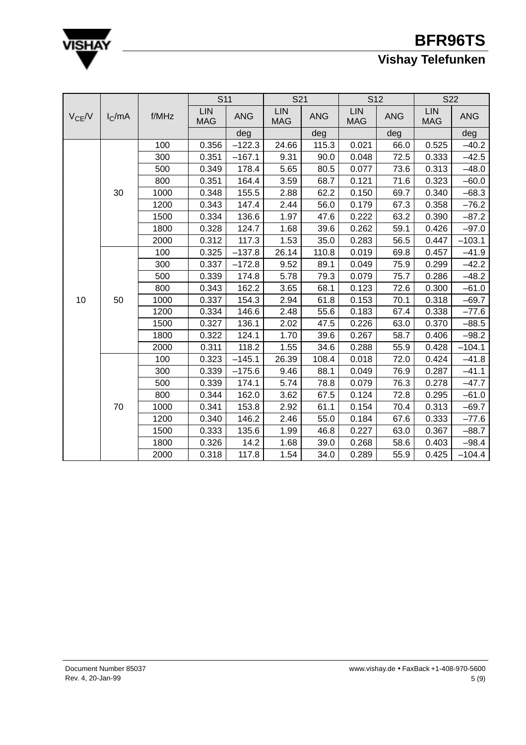| $V_{CE}$/V | $I_C$/mA | f/MHz | S11 | | S21 | | S12 | | S22 | |
|---|---|---|---|---|---|---|---|---|---|---|
| | | | LIN MAG | ANG | LIN MAG | ANG | LIN MAG | ANG | LIN MAG | ANG |
| | | | | deg | | deg | | deg | | deg |
| 10 | 30 | 100 | 0.356 | –122.3 | 24.66 | 115.3 | 0.021 | 66.0 | 0.525 | –40.2 |
| | | 300 | 0.351 | –167.1 | 9.31 | 90.0 | 0.048 | 72.5 | 0.333 | –42.5 |
| | | 500 | 0.349 | 178.4 | 5.65 | 80.5 | 0.077 | 73.6 | 0.313 | –48.0 |
| | | 800 | 0.351 | 164.4 | 3.59 | 68.7 | 0.121 | 71.6 | 0.323 | –60.0 |
| | | 1000 | 0.348 | 155.5 | 2.88 | 62.2 | 0.150 | 69.7 | 0.340 | –68.3 |
| | | 1200 | 0.343 | 147.4 | 2.44 | 56.0 | 0.179 | 67.3 | 0.358 | –76.2 |
| | | 1500 | 0.334 | 136.6 | 1.97 | 47.6 | 0.222 | 63.2 | 0.390 | –87.2 |
| | | 1800 | 0.328 | 124.7 | 1.68 | 39.6 | 0.262 | 59.1 | 0.426 | –97.0 |
| | | 2000 | 0.312 | 117.3 | 1.53 | 35.0 | 0.283 | 56.5 | 0.447 | –103.1 |
| | 50 | 100 | 0.325 | –137.8 | 26.14 | 110.8 | 0.019 | 69.8 | 0.457 | –41.9 |
| | | 300 | 0.337 | –172.8 | 9.52 | 89.1 | 0.049 | 75.9 | 0.299 | –42.2 |
| | | 500 | 0.339 | 174.8 | 5.78 | 79.3 | 0.079 | 75.7 | 0.286 | –48.2 |
| | | 800 | 0.343 | 162.2 | 3.65 | 68.1 | 0.123 | 72.6 | 0.300 | –61.0 |
| | | 1000 | 0.337 | 154.3 | 2.94 | 61.8 | 0.153 | 70.1 | 0.318 | –69.7 |
| | | 1200 | 0.334 | 146.6 | 2.48 | 55.6 | 0.183 | 67.4 | 0.338 | –77.6 |
| | | 1500 | 0.327 | 136.1 | 2.02 | 47.5 | 0.226 | 63.0 | 0.370 | –88.5 |
| | | 1800 | 0.322 | 124.1 | 1.70 | 39.6 | 0.267 | 58.7 | 0.406 | –98.2 |
| | | 2000 | 0.311 | 118.2 | 1.55 | 34.6 | 0.288 | 55.9 | 0.428 | –104.1 |
| | 70 | 100 | 0.323 | –145.1 | 26.39 | 108.4 | 0.018 | 72.0 | 0.424 | –41.8 |
| | | 300 | 0.339 | –175.6 | 9.46 | 88.1 | 0.049 | 76.9 | 0.287 | –41.1 |
| | | 500 | 0.339 | 174.1 | 5.74 | 78.8 | 0.079 | 76.3 | 0.278 | –47.7 |
| | | 800 | 0.344 | 162.0 | 3.62 | 67.5 | 0.124 | 72.8 | 0.295 | –61.0 |
| | | 1000 | 0.341 | 153.8 | 2.92 | 61.1 | 0.154 | 70.4 | 0.313 | –69.7 |
| | | 1200 | 0.340 | 146.2 | 2.46 | 55.0 | 0.184 | 67.6 | 0.333 | –77.6 |
| | | 1500 | 0.333 | 135.6 | 1.99 | 46.8 | 0.227 | 63.0 | 0.367 | –88.7 |
| | | 1800 | 0.326 | 14.2 | 1.68 | 39.0 | 0.268 | 58.6 | 0.403 | –98.4 |
| | | 2000 | 0.318 | 117.8 | 1.54 | 34.0 | 0.289 | 55.9 | 0.425 | –104.4 |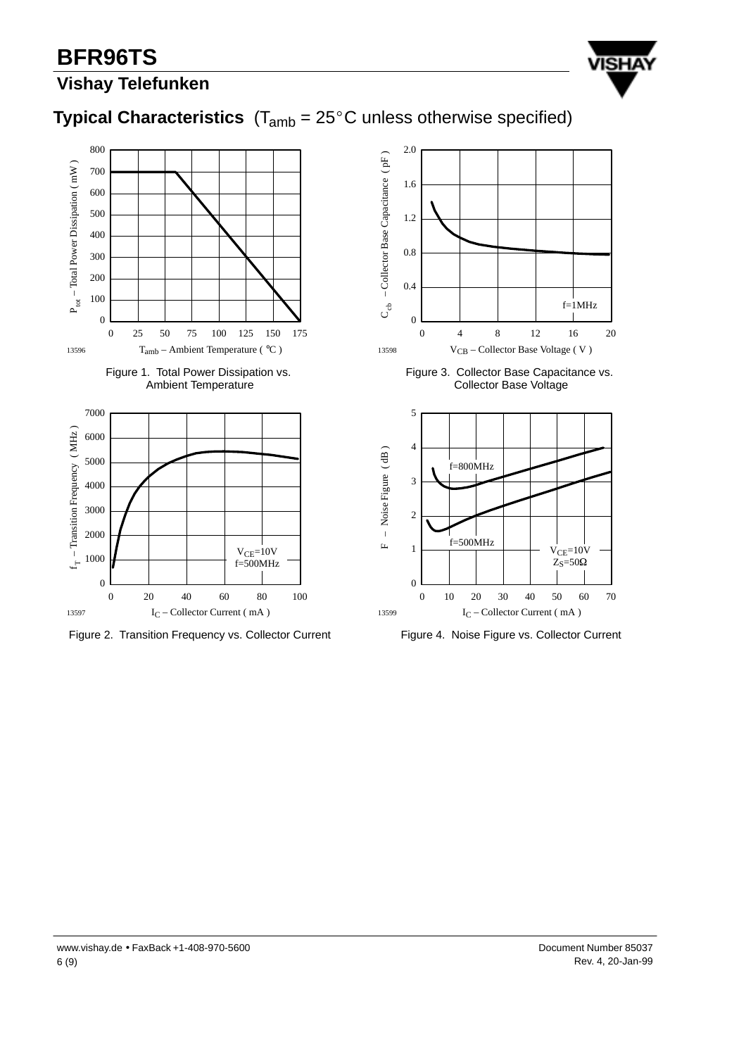## Typical Characteristics (T$_{amb}$ = 25°C unless otherwise specified)

Figure 1. Total Power Dissipation vs. Ambient Temperature

Figure 3. Collector Base Capacitance vs. Collector Base Voltage

Figure 2. Transition Frequency vs. Collector Current

Figure 4. Noise Figure vs. Collector Current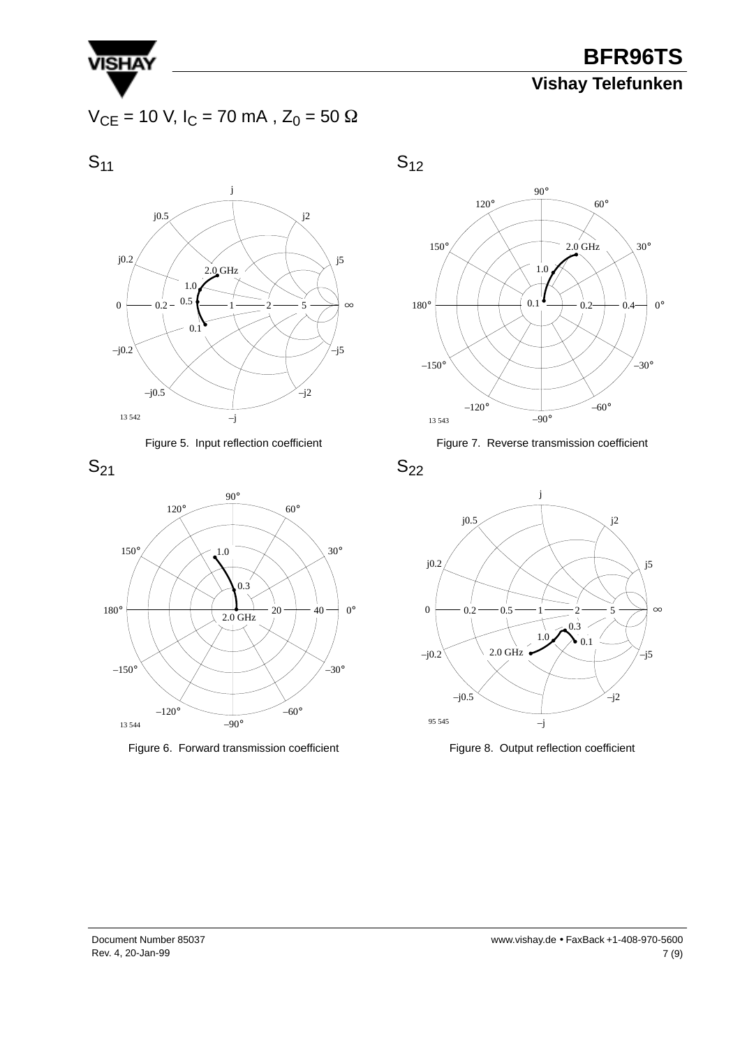$V_{CE}$ = 10 V, $I_C$ = 70 mA , $Z_0$ = 50 Ω

## $S_{11}$

Figure 5. Input reflection coefficient

## $S_{12}$

Figure 7. Reverse transmission coefficient

## $S_{21}$

Figure 6. Forward transmission coefficient

## $S_{22}$

Figure 8. Output reflection coefficient

Document Number 85037
Rev. 4, 20-Jan-99

www.vishay.de • FaxBack +1-408-970-5600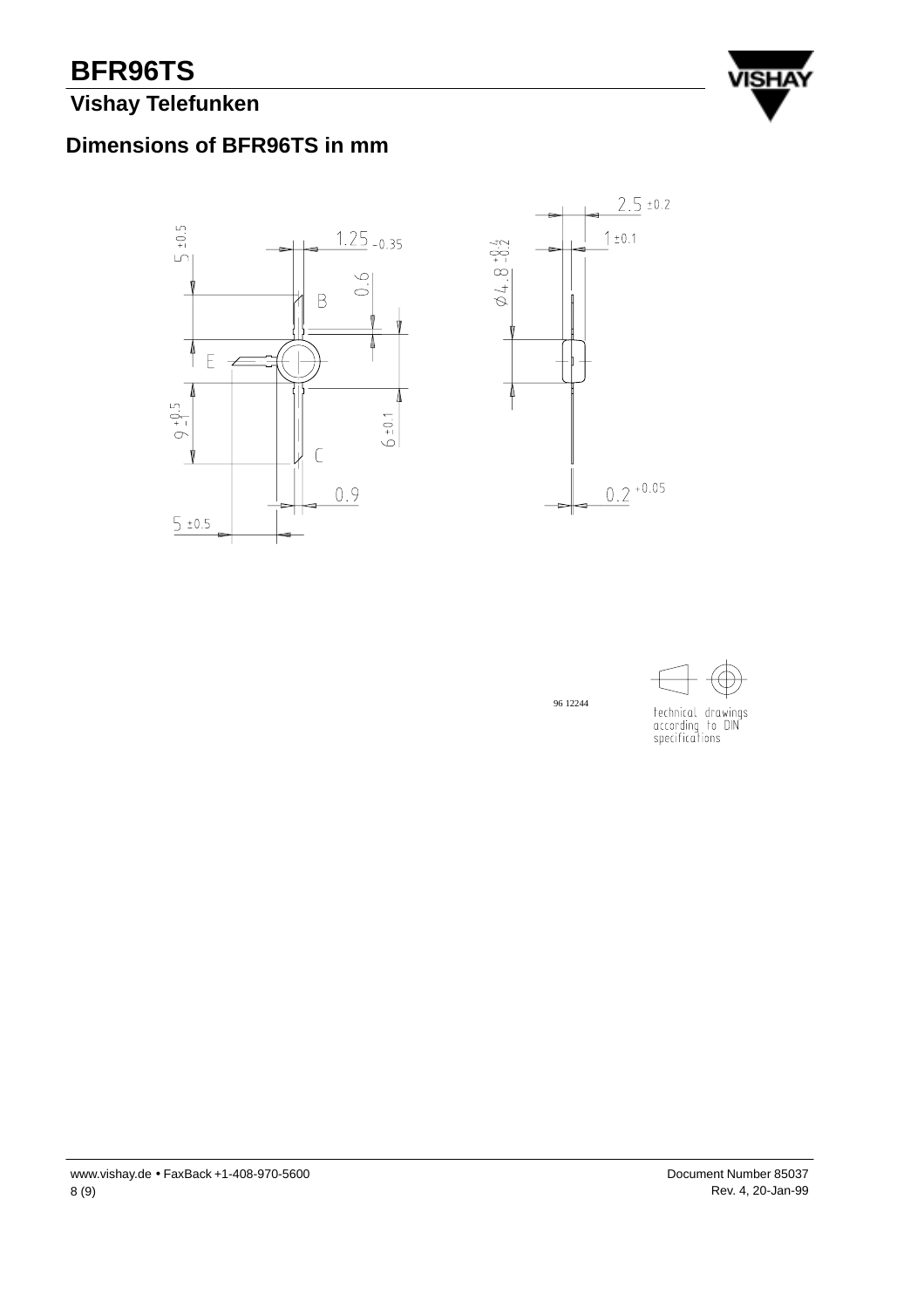# Dimensions of BFR96TS in mm

96 12244

technical drawings according to DIN specifications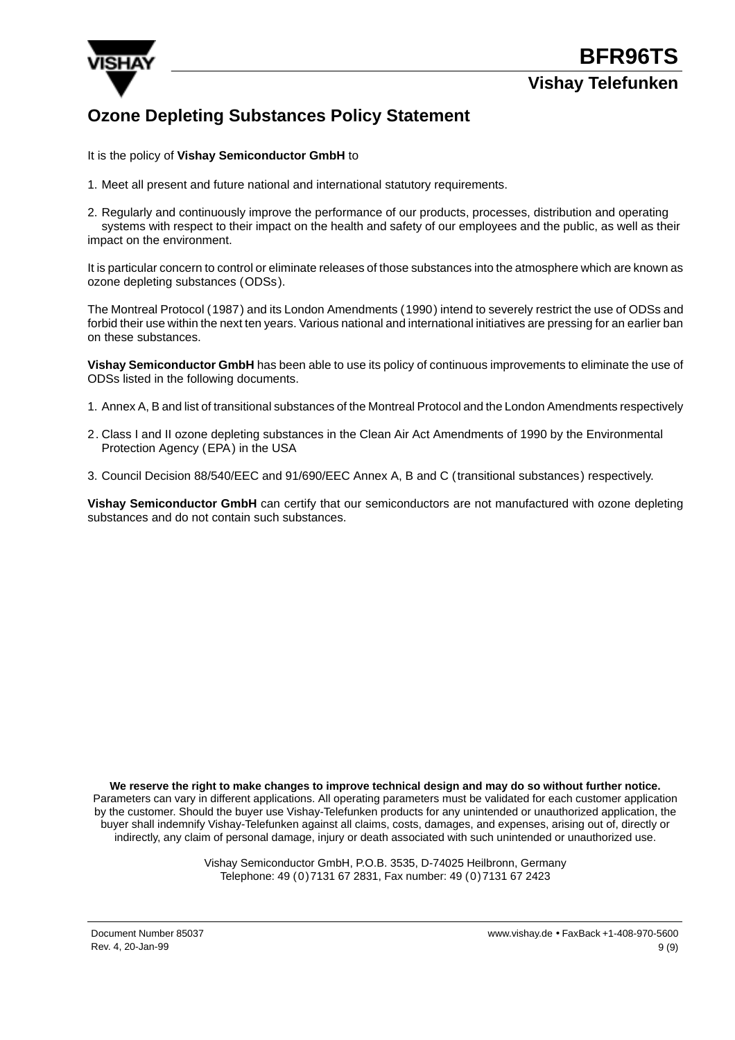## Ozone Depleting Substances Policy Statement

It is the policy of **Vishay Semiconductor GmbH** to

1. Meet all present and future national and international statutory requirements.

2. Regularly and continuously improve the performance of our products, processes, distribution and operating systems with respect to their impact on the health and safety of our employees and the public, as well as their impact on the environment.

It is particular concern to control or eliminate releases of those substances into the atmosphere which are known as ozone depleting substances (ODSs).

The Montreal Protocol (1987) and its London Amendments (1990) intend to severely restrict the use of ODSs and forbid their use within the next ten years. Various national and international initiatives are pressing for an earlier ban on these substances.

**Vishay Semiconductor GmbH** has been able to use its policy of continuous improvements to eliminate the use of ODSs listed in the following documents.

1. Annex A, B and list of transitional substances of the Montreal Protocol and the London Amendments respectively

2. Class I and II ozone depleting substances in the Clean Air Act Amendments of 1990 by the Environmental Protection Agency (EPA) in the USA

3. Council Decision 88/540/EEC and 91/690/EEC Annex A, B and C (transitional substances) respectively.

**Vishay Semiconductor GmbH** can certify that our semiconductors are not manufactured with ozone depleting substances and do not contain such substances.

**We reserve the right to make changes to improve technical design and may do so without further notice.**
Parameters can vary in different applications. All operating parameters must be validated for each customer application by the customer. Should the buyer use Vishay-Telefunken products for any unintended or unauthorized application, the buyer shall indemnify Vishay-Telefunken against all claims, costs, damages, and expenses, arising out of, directly or indirectly, any claim of personal damage, injury or death associated with such unintended or unauthorized use.

Vishay Semiconductor GmbH, P.O.B. 3535, D-74025 Heilbronn, Germany
Telephone: 49 (0)7131 67 2831, Fax number: 49 (0)7131 67 2423